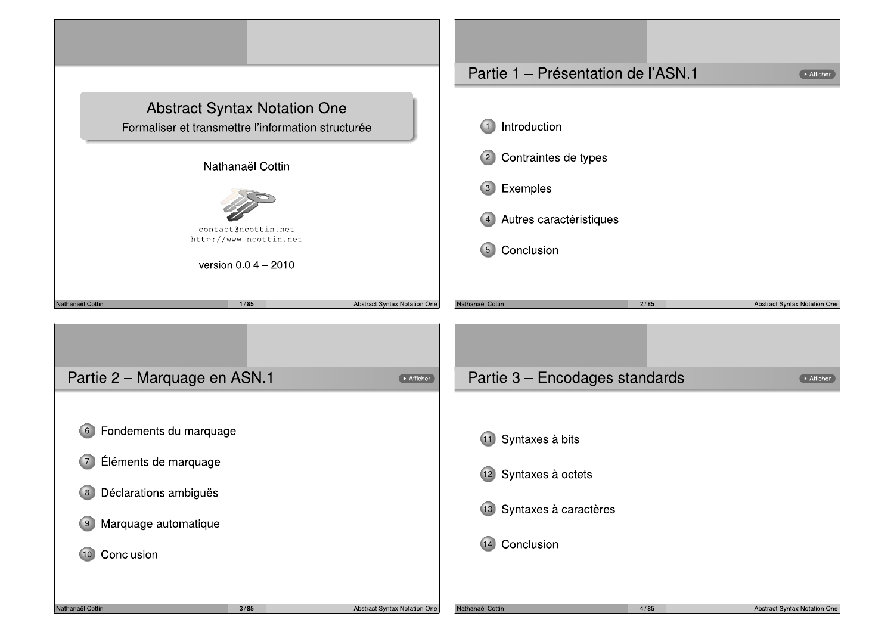# Abstract Syntax Notation One

Formaliser et transmettre l'information structurée

Nathanaël Cottin

contact@ncottin.net
http://www.ncottin.net

version 0.0.4 – 2010

## Partie 1 – Présentation de l'ASN.1

1. Introduction
2. Contraintes de types
3. Exemples
4. Autres caractéristiques
5. Conclusion

## Partie 2 – Marquage en ASN.1

6. Fondements du marquage
7. Éléments de marquage
8. Déclarations ambiguës
9. Marquage automatique
10. Conclusion

## Partie 3 – Encodages standards

11. Syntaxes à bits
12. Syntaxes à octets
13. Syntaxes à caractères
14. Conclusion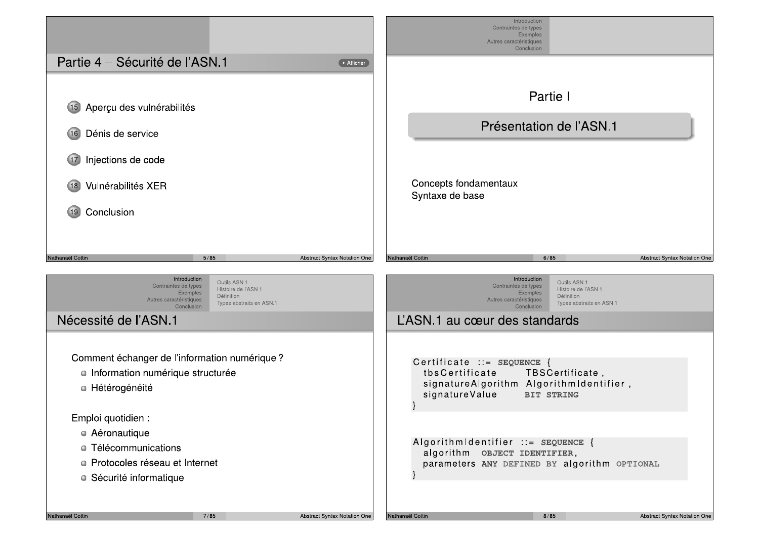## Partie 4 – Sécurité de l'ASN.1

15. Aperçu des vulnérabilités
16. Dénis de service
17. Injections de code
18. Vulnérabilités XER
19. Conclusion

# Partie I

## Présentation de l'ASN.1

Concepts fondamentaux
Syntaxe de base

## Nécessité de l'ASN.1

Comment échanger de l'information numérique ?

- Information numérique structurée
- Hétérogénéité

Emploi quotidien :

- Aéronautique
- Télécommunications
- Protocoles réseau et Internet
- Sécurité informatique

## L'ASN.1 au cœur des standards

```
Certificate ::= SEQUENCE {
  tbsCertificate       TBSCertificate,
  signatureAlgorithm   AlgorithmIdentifier,
  signatureValue       BIT STRING
}
```

```
AlgorithmIdentifier ::= SEQUENCE {
  algorithm   OBJECT IDENTIFIER,
  parameters  ANY DEFINED BY algorithm OPTIONAL
}
```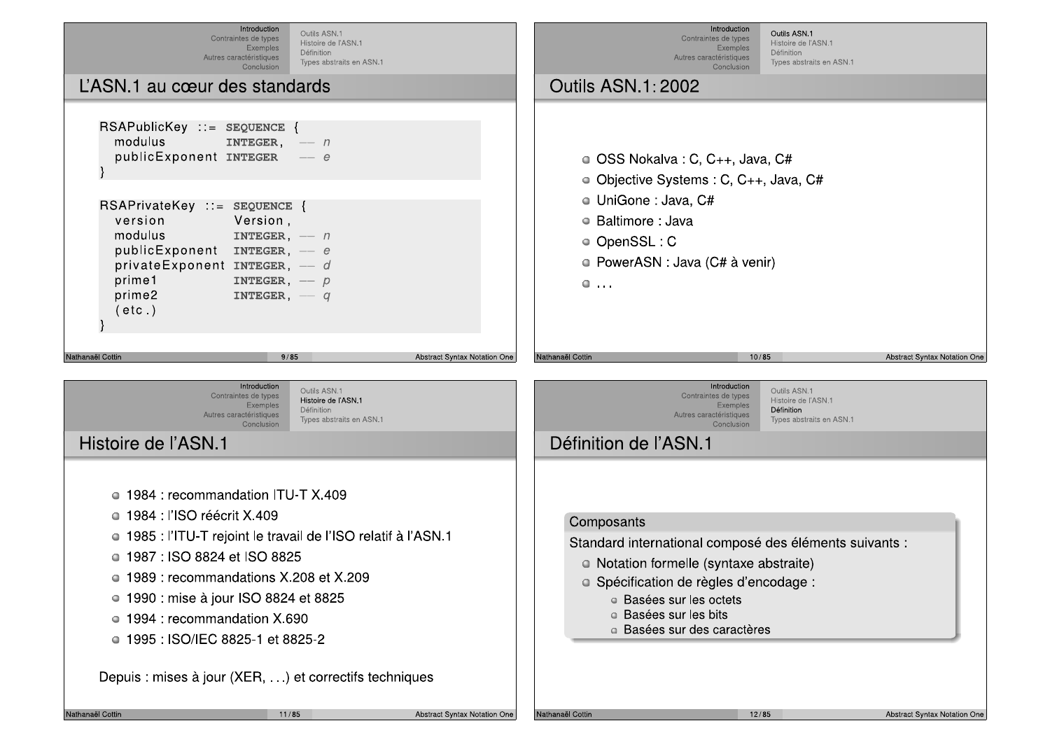## L'ASN.1 au cœur des standards

```
RSAPublicKey ::= SEQUENCE {
  modulus          INTEGER,  -- n
  publicExponent   INTEGER   -- e
}

RSAPrivateKey ::= SEQUENCE {
  version          Version,
  modulus          INTEGER,  -- n
  publicExponent   INTEGER,  -- e
  privateExponent  INTEGER,  -- d
  prime1           INTEGER,  -- p
  prime2           INTEGER,  -- q
  (etc.)
}
```

## Outils ASN.1: 2002

- OSS Nokalva : C, C++, Java, C#
- Objective Systems : C, C++, Java, C#
- UniGone : Java, C#
- Baltimore : Java
- OpenSSL : C
- PowerASN : Java (C# à venir)
- ...

## Histoire de l'ASN.1

- 1984 : recommandation ITU-T X.409
- 1984 : l'ISO réécrit X.409
- 1985 : l'ITU-T rejoint le travail de l'ISO relatif à l'ASN.1
- 1987 : ISO 8824 et ISO 8825
- 1989 : recommandations X.208 et X.209
- 1990 : mise à jour ISO 8824 et 8825
- 1994 : recommandation X.690
- 1995 : ISO/IEC 8825-1 et 8825-2

Depuis : mises à jour (XER, ...) et correctifs techniques

## Définition de l'ASN.1

**Composants**

Standard international composé des éléments suivants :

- Notation formelle (syntaxe abstraite)
- Spécification de règles d'encodage :
  - Basées sur les octets
  - Basées sur les bits
  - Basées sur des caractères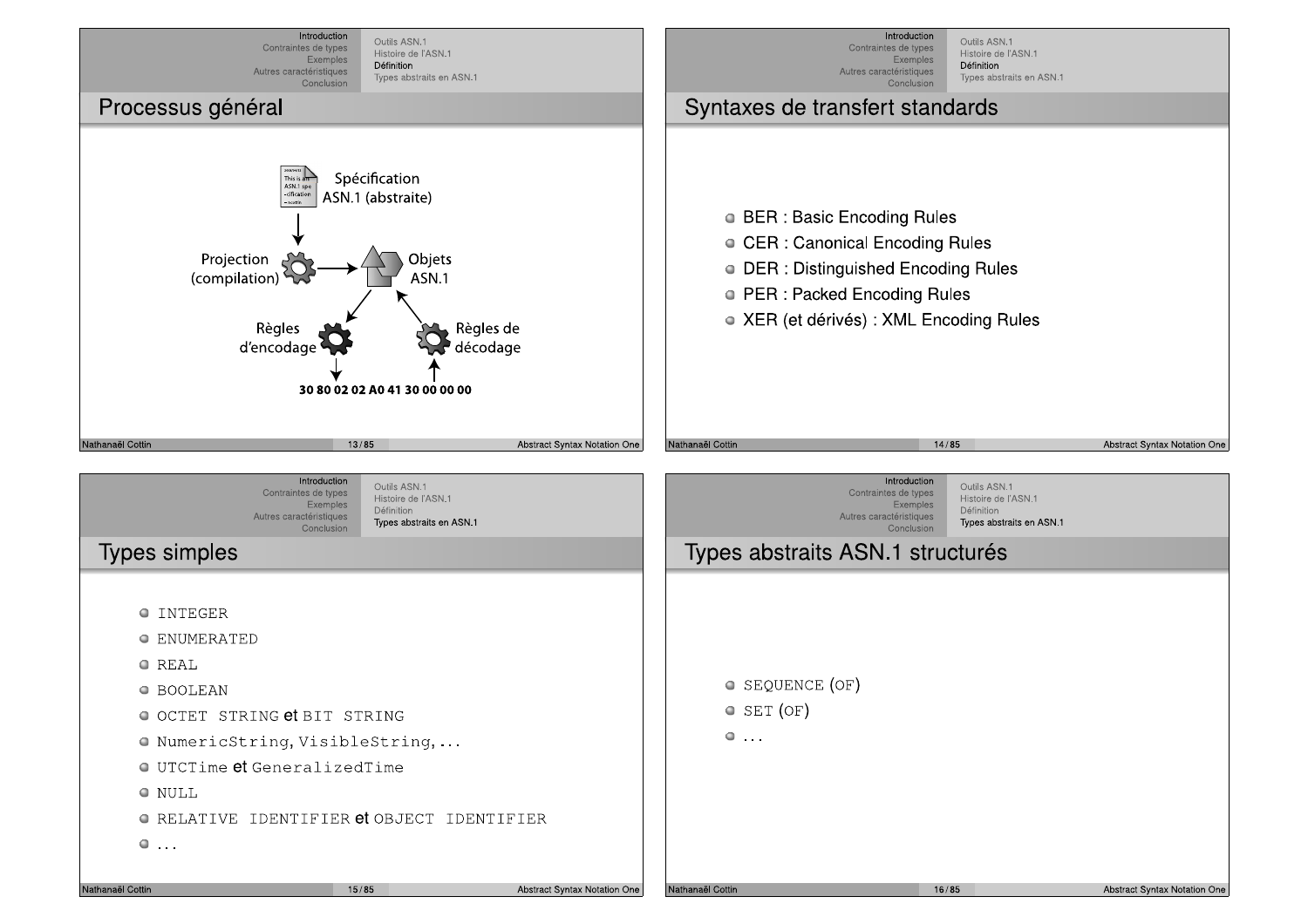## Processus général

Spécification ASN.1 (abstraite)

Projection (compilation)

Objets ASN.1

Règles d'encodage

Règles de décodage

30 80 02 02 A0 41 30 00 00 00

## Syntaxes de transfert standards

- BER : Basic Encoding Rules
- CER : Canonical Encoding Rules
- DER : Distinguished Encoding Rules
- PER : Packed Encoding Rules
- XER (et dérivés) : XML Encoding Rules

## Types simples

- `INTEGER`
- `ENUMERATED`
- `REAL`
- `BOOLEAN`
- `OCTET STRING` et `BIT STRING`
- `NumericString`, `VisibleString`, ...
- `UTCTime` et `GeneralizedTime`
- `NULL`
- `RELATIVE IDENTIFIER` et `OBJECT IDENTIFIER`
- ...

## Types abstraits ASN.1 structurés

- `SEQUENCE` (`OF`)
- `SET` (`OF`)
- ...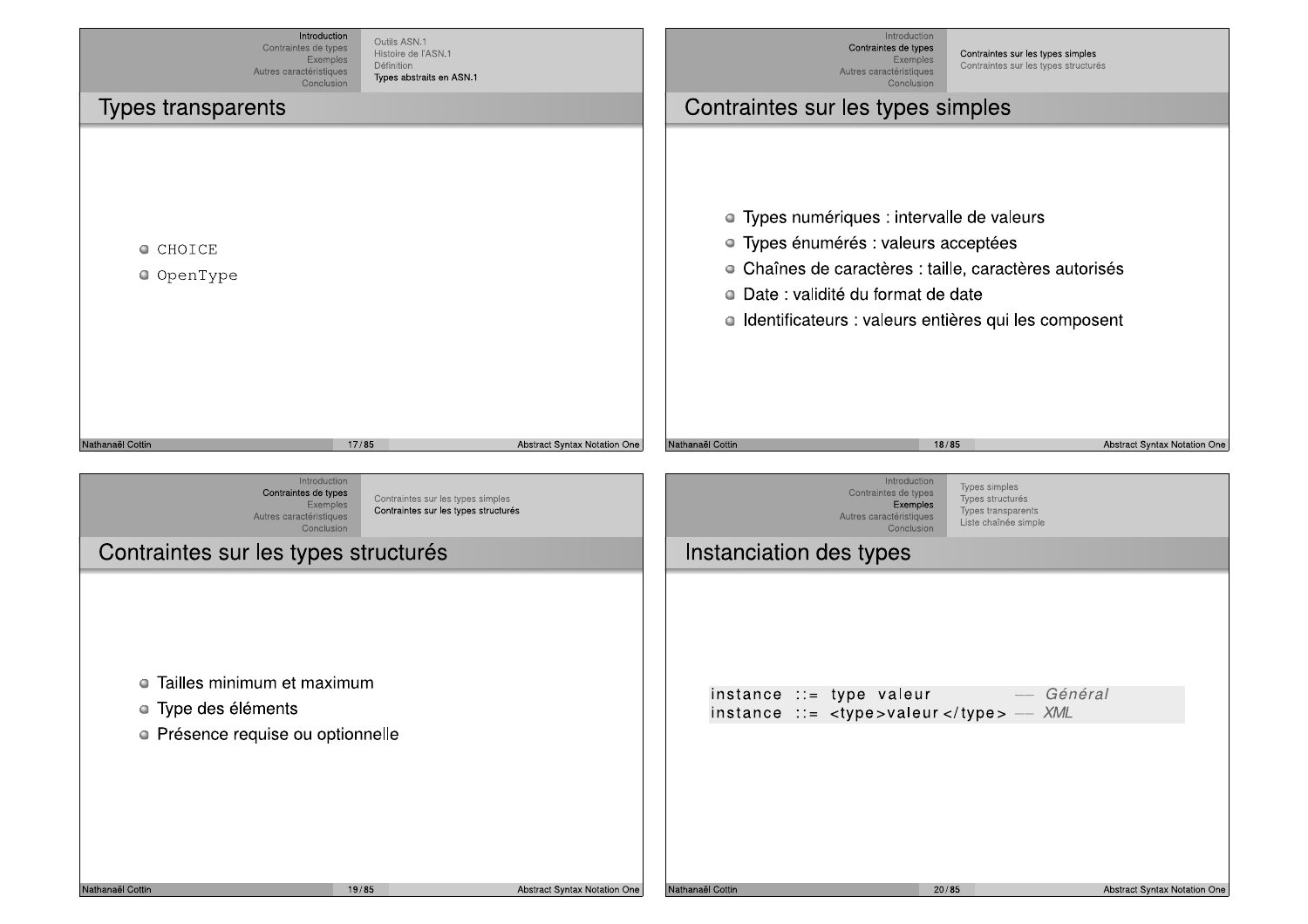## Types transparents

- `CHOICE`
- `OpenType`

## Contraintes sur les types simples

- Types numériques : intervalle de valeurs
- Types énumérés : valeurs acceptées
- Chaînes de caractères : taille, caractères autorisés
- Date : validité du format de date
- Identificateurs : valeurs entières qui les composent

## Contraintes sur les types structurés

- Tailles minimum et maximum
- Type des éléments
- Présence requise ou optionnelle

## Instanciation des types

```
instance ::= type valeur               -- Général
instance ::= <type>valeur</type>       -- XML
```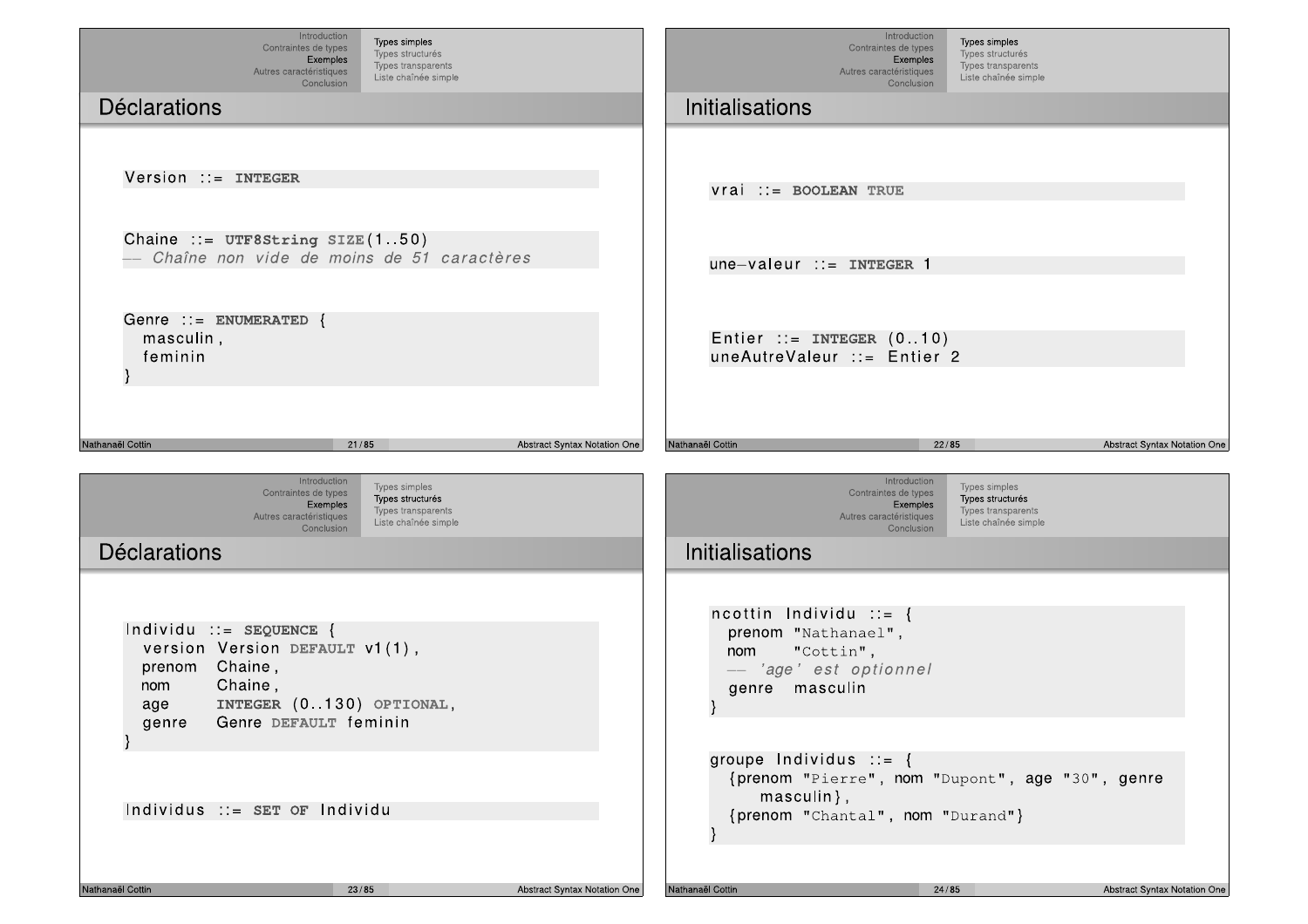## Déclarations

```
Version ::= INTEGER
```

```
Chaine ::= UTF8String SIZE(1..50)
-- Chaîne non vide de moins de 51 caractères
```

```
Genre ::= ENUMERATED {
  masculin,
  feminin
}
```

## Initialisations

```
vrai ::= BOOLEAN TRUE
```

```
une-valeur ::= INTEGER 1
```

```
Entier ::= INTEGER (0..10)
uneAutreValeur ::= Entier 2
```

## Déclarations

```
Individu ::= SEQUENCE {
  version Version DEFAULT v1(1),
  prenom  Chaine,
  nom     Chaine,
  age     INTEGER (0..130) OPTIONAL,
  genre   Genre DEFAULT feminin
}
```

```
Individus ::= SET OF Individu
```

## Initialisations

```
ncottin Individu ::= {
  prenom "Nathanael",
  nom    "Cottin",
  -- 'age' est optionnel
  genre  masculin
}
```

```
groupe Individus ::= {
  {prenom "Pierre", nom "Dupont", age "30", genre
     masculin},
  {prenom "Chantal", nom "Durand"}
}
```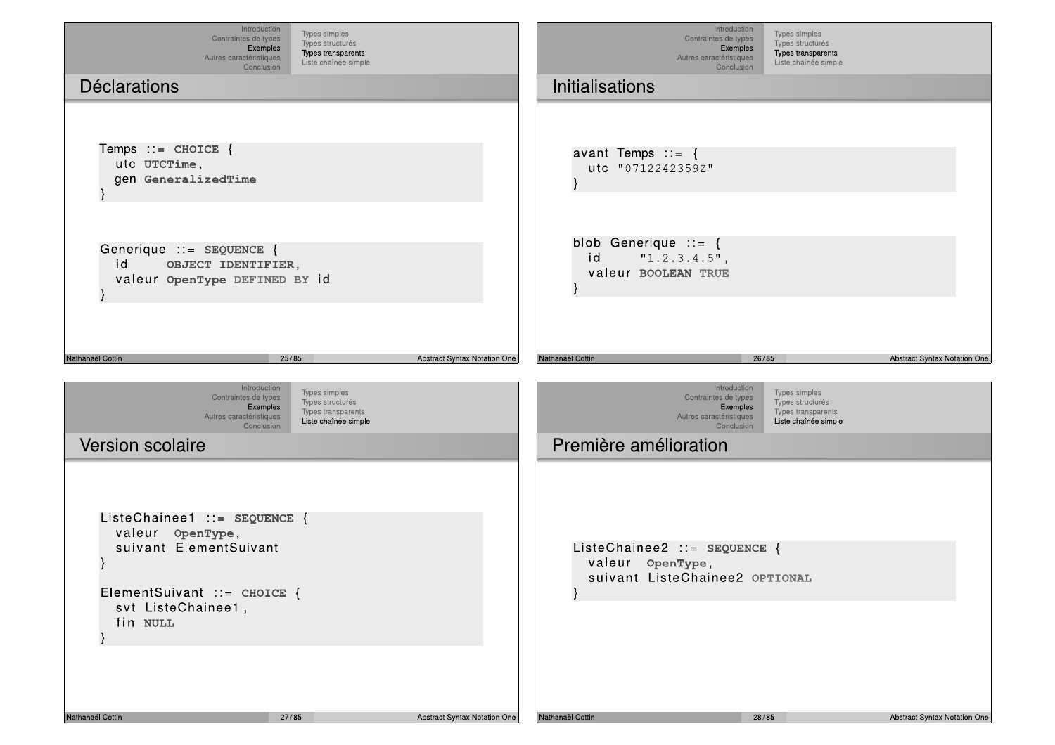## Déclarations

```
Temps ::= CHOICE {
  utc UTCTime,
  gen GeneralizedTime
}
```

```
Generique ::= SEQUENCE {
  id      OBJECT IDENTIFIER,
  valeur OpenType DEFINED BY id
}
```

## Initialisations

```
avant Temps ::= {
  utc "0712242359Z"
}
```

```
blob Generique ::= {
  id      "1.2.3.4.5",
  valeur BOOLEAN TRUE
}
```

## Version scolaire

```
ListeChainee1 ::= SEQUENCE {
  valeur  OpenType,
  suivant ElementSuivant
}

ElementSuivant ::= CHOICE {
  svt ListeChainee1,
  fin NULL
}
```

## Première amélioration

```
ListeChainee2 ::= SEQUENCE {
  valeur  OpenType,
  suivant ListeChainee2 OPTIONAL
}
```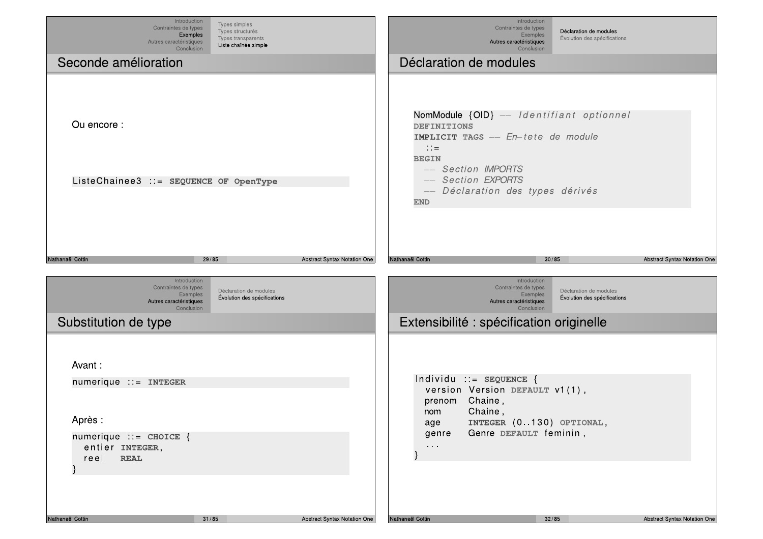## Seconde amélioration

Ou encore :

```
ListeChainee3 ::= SEQUENCE OF OpenType
```

## Déclaration de modules

```
NomModule {OID} -- Identifiant optionnel
DEFINITIONS
IMPLICIT TAGS -- En-tete de module
  ::=
BEGIN
  -- Section IMPORTS
  -- Section EXPORTS
  -- Déclaration des types dérivés
END
```

## Substitution de type

Avant :

```
numerique ::= INTEGER
```

Après :

```
numerique ::= CHOICE {
  entier INTEGER,
  reel   REAL
}
```

## Extensibilité : spécification originelle

```
Individu ::= SEQUENCE {
  version  Version DEFAULT v1(1),
  prenom   Chaine,
  nom      Chaine,
  age      INTEGER (0..130) OPTIONAL,
  genre    Genre DEFAULT feminin,
  ...
}
```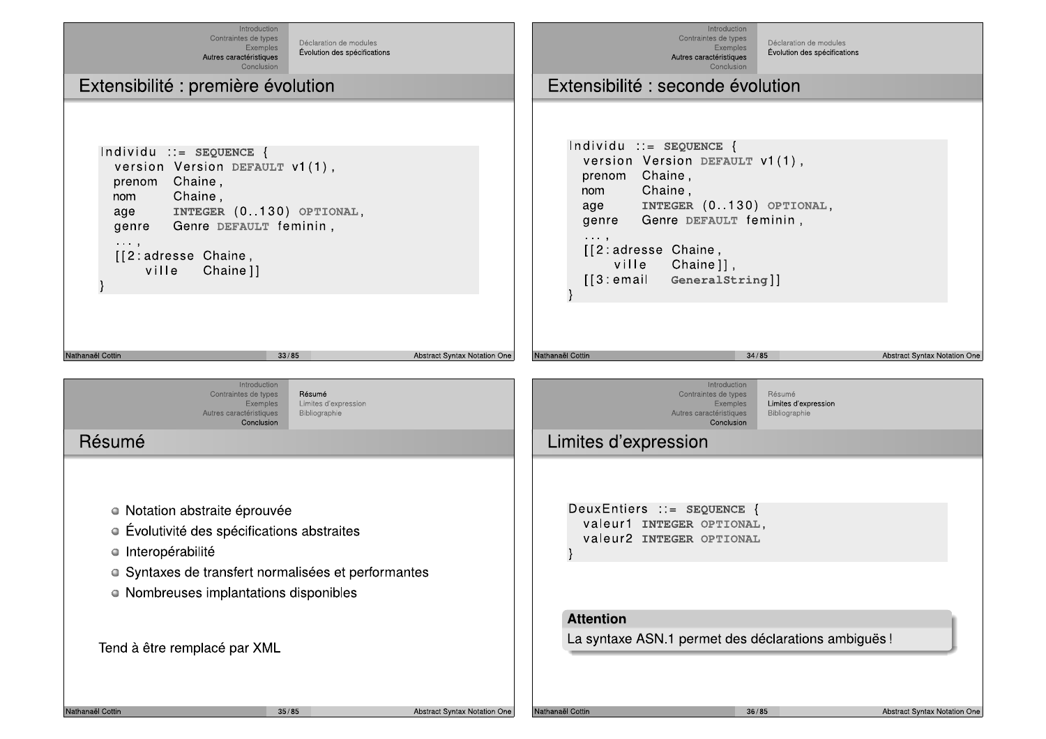## Extensibilité : première évolution

```
Individu ::= SEQUENCE {
  version Version DEFAULT v1(1),
  prenom  Chaine,
  nom     Chaine,
  age     INTEGER (0..130) OPTIONAL,
  genre   Genre DEFAULT feminin,
  ...,
  [[2:adresse Chaine,
      ville   Chaine]]
}
```

## Extensibilité : seconde évolution

```
Individu ::= SEQUENCE {
  version Version DEFAULT v1(1),
  prenom  Chaine,
  nom     Chaine,
  age     INTEGER (0..130) OPTIONAL,
  genre   Genre DEFAULT feminin,
  ...,
  [[2:adresse Chaine,
      ville   Chaine]],
  [[3:email   GeneralString]]
}
```

## Résumé

- Notation abstraite éprouvée
- Évolutivité des spécifications abstraites
- Interopérabilité
- Syntaxes de transfert normalisées et performantes
- Nombreuses implantations disponibles

Tend à être remplacé par XML

## Limites d'expression

```
DeuxEntiers ::= SEQUENCE {
  valeur1 INTEGER OPTIONAL,
  valeur2 INTEGER OPTIONAL
}
```

**Attention**

La syntaxe ASN.1 permet des déclarations ambiguës !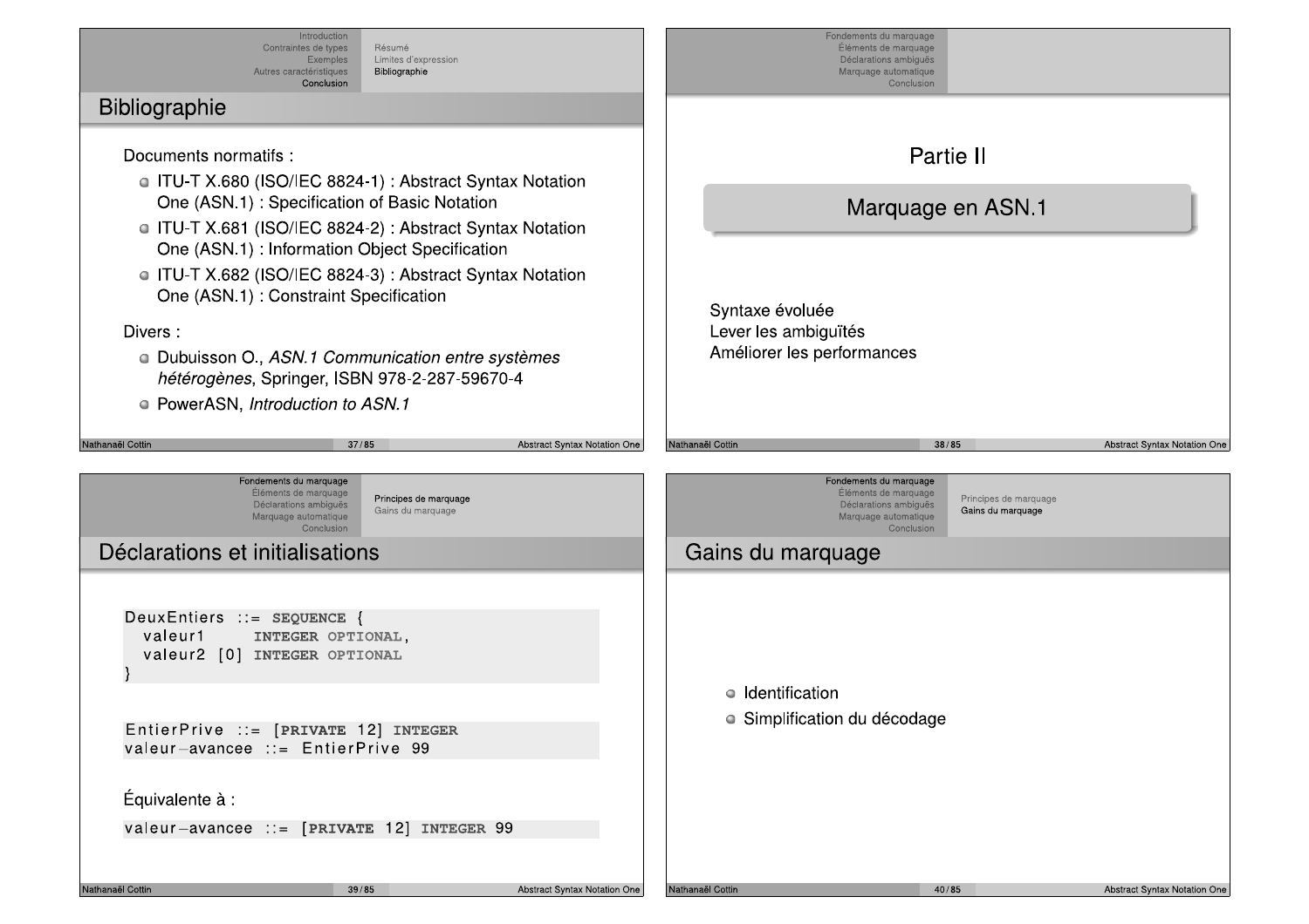## Bibliographie

Documents normatifs :

- ITU-T X.680 (ISO/IEC 8824-1) : Abstract Syntax Notation One (ASN.1) : Specification of Basic Notation
- ITU-T X.681 (ISO/IEC 8824-2) : Abstract Syntax Notation One (ASN.1) : Information Object Specification
- ITU-T X.682 (ISO/IEC 8824-3) : Abstract Syntax Notation One (ASN.1) : Constraint Specification

Divers :

- Dubuisson O., *ASN.1 Communication entre systèmes hétérogènes*, Springer, ISBN 978-2-287-59670-4
- PowerASN, *Introduction to ASN.1*

# Partie II

## Marquage en ASN.1

Syntaxe évoluée
Lever les ambiguïtés
Améliorer les performances

## Déclarations et initialisations

```
DeuxEntiers ::= SEQUENCE {
  valeur1     INTEGER OPTIONAL,
  valeur2 [0] INTEGER OPTIONAL
}
```

```
EntierPrive ::= [PRIVATE 12] INTEGER
valeur-avancee ::= EntierPrive 99
```

Équivalente à :

```
valeur-avancee ::= [PRIVATE 12] INTEGER 99
```

## Gains du marquage

- Identification
- Simplification du décodage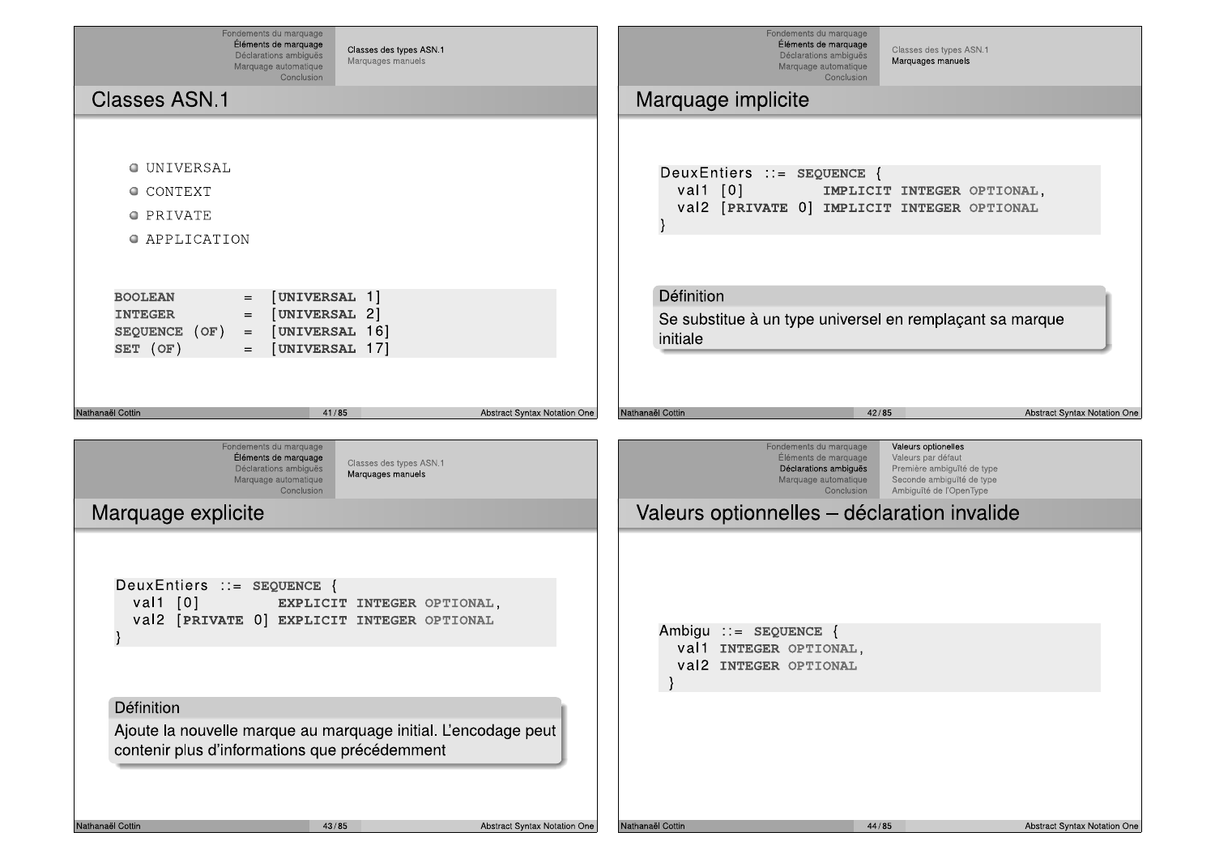## Classes ASN.1

- UNIVERSAL
- CONTEXT
- PRIVATE
- APPLICATION

```
BOOLEAN        =  [UNIVERSAL 1]
INTEGER        =  [UNIVERSAL 2]
SEQUENCE (OF)  =  [UNIVERSAL 16]
SET (OF)       =  [UNIVERSAL 17]
```

## Marquage implicite

```
DeuxEntiers ::= SEQUENCE {
  val1 [0]          IMPLICIT INTEGER OPTIONAL,
  val2 [PRIVATE 0] IMPLICIT INTEGER OPTIONAL
}
```

**Définition**

Se substitue à un type universel en remplaçant sa marque initiale

## Marquage explicite

```
DeuxEntiers ::= SEQUENCE {
  val1 [0]          EXPLICIT INTEGER OPTIONAL,
  val2 [PRIVATE 0] EXPLICIT INTEGER OPTIONAL
}
```

**Définition**

Ajoute la nouvelle marque au marquage initial. L'encodage peut contenir plus d'informations que précédemment

## Valeurs optionnelles – déclaration invalide

```
Ambigu ::= SEQUENCE {
  val1 INTEGER OPTIONAL,
  val2 INTEGER OPTIONAL
 }
```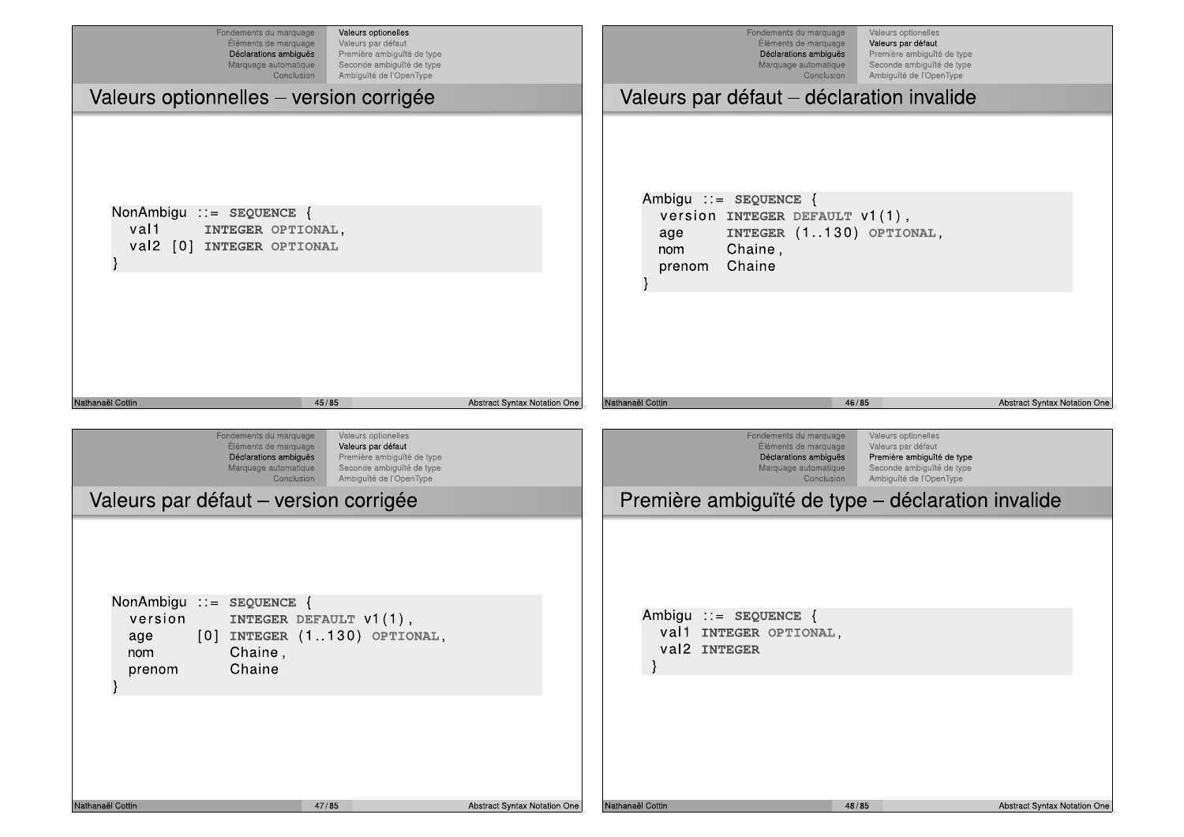## Valeurs optionnelles – version corrigée

```
NonAmbigu ::= SEQUENCE {
  val1      INTEGER OPTIONAL,
  val2  [0] INTEGER OPTIONAL
}
```

## Valeurs par défaut – déclaration invalide

```
Ambigu ::= SEQUENCE {
  version  INTEGER DEFAULT v1(1),
  age      INTEGER (1..130) OPTIONAL,
  nom      Chaine,
  prenom   Chaine
}
```

## Valeurs par défaut – version corrigée

```
NonAmbigu ::= SEQUENCE {
  version      INTEGER DEFAULT v1(1),
  age      [0] INTEGER (1..130) OPTIONAL,
  nom          Chaine,
  prenom       Chaine
}
```

## Première ambiguïté de type – déclaration invalide

```
Ambigu ::= SEQUENCE {
  val1 INTEGER OPTIONAL,
  val2 INTEGER
}
```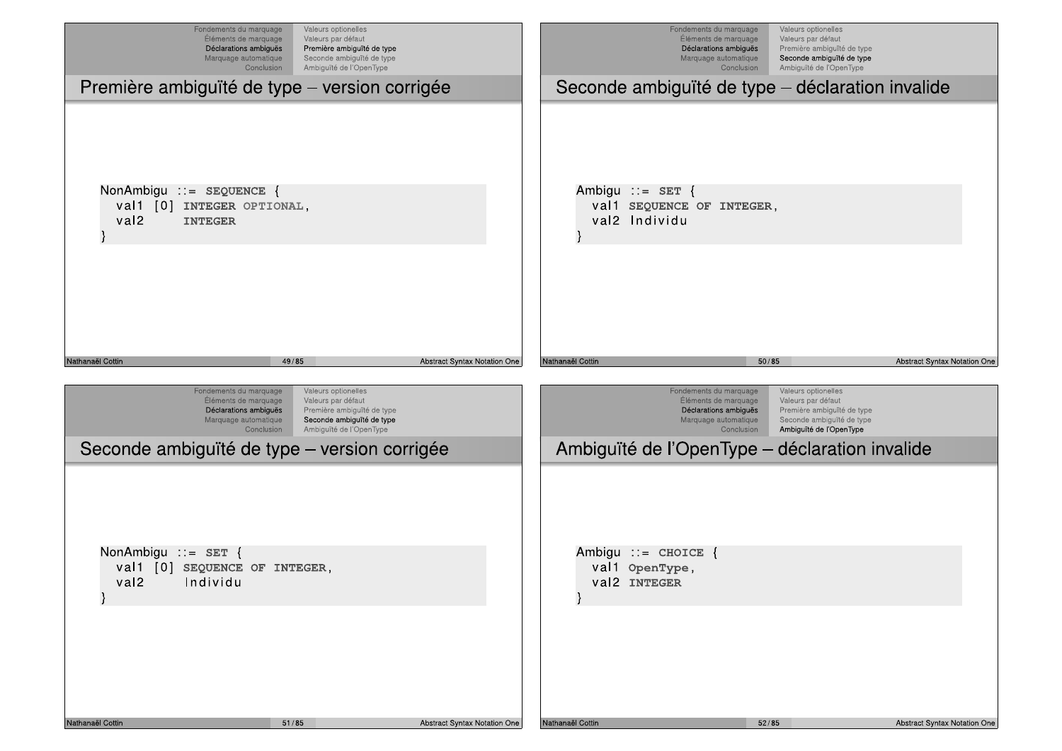## Première ambiguïté de type – version corrigée

```
NonAmbigu ::= SEQUENCE {
  val1 [0] INTEGER OPTIONAL,
  val2     INTEGER
}
```

## Seconde ambiguïté de type – déclaration invalide

```
Ambigu ::= SET {
  val1 SEQUENCE OF INTEGER,
  val2 Individu
}
```

## Seconde ambiguïté de type – version corrigée

```
NonAmbigu ::= SET {
  val1 [0] SEQUENCE OF INTEGER,
  val2     Individu
}
```

## Ambiguïté de l'OpenType – déclaration invalide

```
Ambigu ::= CHOICE {
  val1 OpenType,
  val2 INTEGER
}
```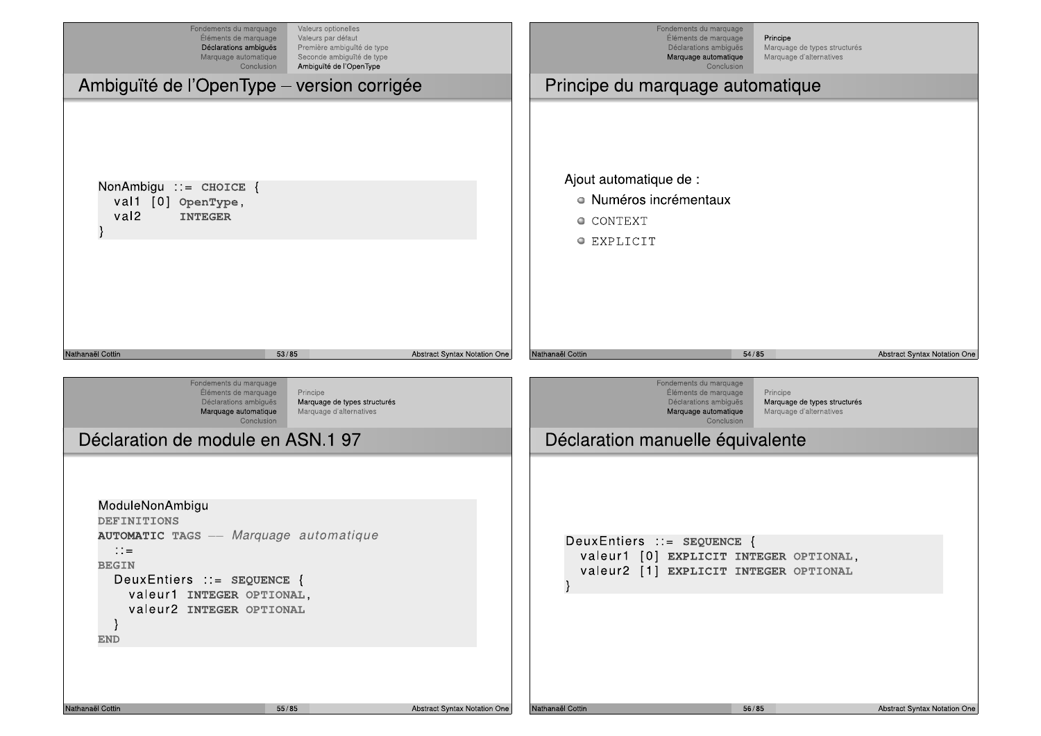## Ambiguïté de l'OpenType – version corrigée

```
NonAmbigu ::= CHOICE {
  val1 [0] OpenType,
  val2     INTEGER
}
```

## Principe du marquage automatique

Ajout automatique de :

- Numéros incrémentaux
- `CONTEXT`
- `EXPLICIT`

## Déclaration de module en ASN.1 97

```
ModuleNonAmbigu
DEFINITIONS
AUTOMATIC TAGS -- Marquage automatique
  ::=
BEGIN
  DeuxEntiers ::= SEQUENCE {
    valeur1 INTEGER OPTIONAL,
    valeur2 INTEGER OPTIONAL
  }
END
```

## Déclaration manuelle équivalente

```
DeuxEntiers ::= SEQUENCE {
  valeur1 [0] EXPLICIT INTEGER OPTIONAL,
  valeur2 [1] EXPLICIT INTEGER OPTIONAL
}
```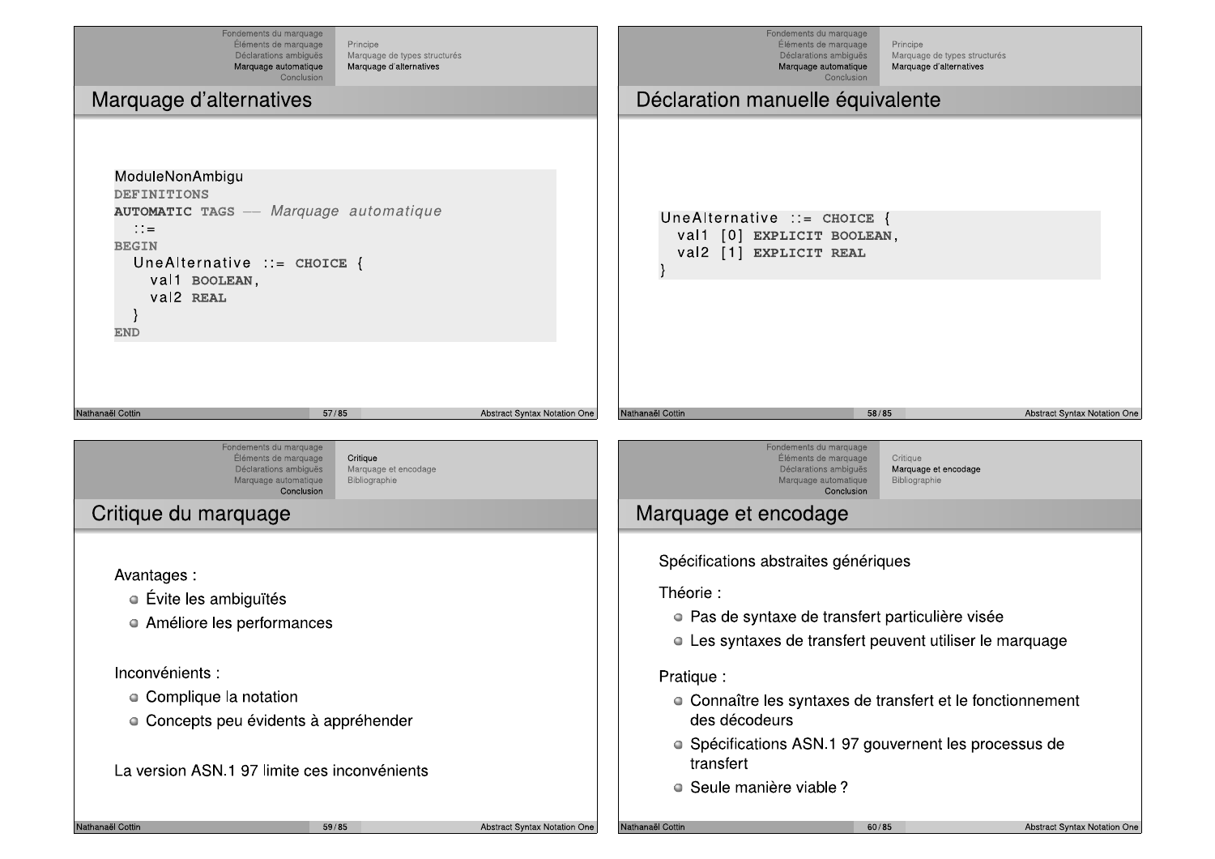## Marquage d'alternatives

```
ModuleNonAmbigu
DEFINITIONS
AUTOMATIC TAGS -- Marquage automatique
  ::=
BEGIN
  UneAlternative ::= CHOICE {
    val1 BOOLEAN,
    val2 REAL
  }
END
```

## Déclaration manuelle équivalente

```
UneAlternative ::= CHOICE {
  val1 [0] EXPLICIT BOOLEAN,
  val2 [1] EXPLICIT REAL
}
```

## Critique du marquage

Avantages :

- Évite les ambiguïtés
- Améliore les performances

Inconvénients :

- Complique la notation
- Concepts peu évidents à appréhender

La version ASN.1 97 limite ces inconvénients

## Marquage et encodage

Spécifications abstraites génériques

Théorie :

- Pas de syntaxe de transfert particulière visée
- Les syntaxes de transfert peuvent utiliser le marquage

Pratique :

- Connaître les syntaxes de transfert et le fonctionnement des décodeurs
- Spécifications ASN.1 97 gouvernent les processus de transfert
- Seule manière viable ?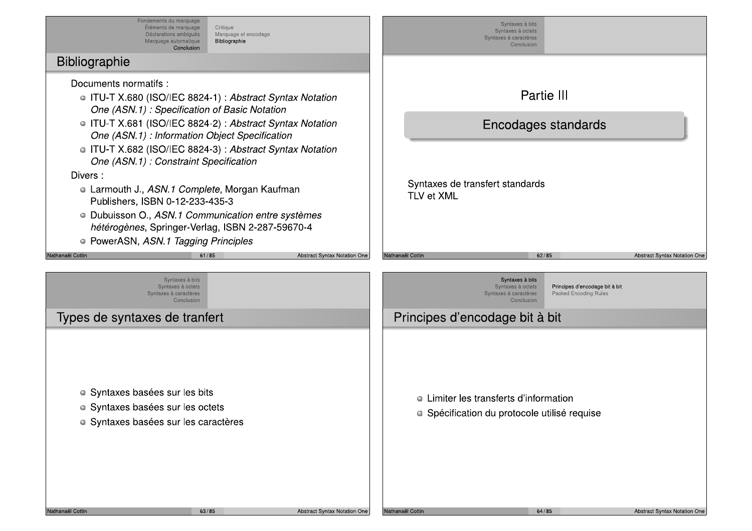## Bibliographie

Documents normatifs :

- ITU-T X.680 (ISO/IEC 8824-1) : *Abstract Syntax Notation One (ASN.1) : Specification of Basic Notation*
- ITU-T X.681 (ISO/IEC 8824-2) : *Abstract Syntax Notation One (ASN.1) : Information Object Specification*
- ITU-T X.682 (ISO/IEC 8824-3) : *Abstract Syntax Notation One (ASN.1) : Constraint Specification*

Divers :

- Larmouth J., *ASN.1 Complete*, Morgan Kaufman Publishers, ISBN 0-12-233-435-3
- Dubuisson O., *ASN.1 Communication entre systèmes hétérogènes*, Springer-Verlag, ISBN 2-287-59670-4
- PowerASN, *ASN.1 Tagging Principles*

# Partie III

## Encodages standards

Syntaxes de transfert standards
TLV et XML

## Types de syntaxes de tranfert

- Syntaxes basées sur les bits
- Syntaxes basées sur les octets
- Syntaxes basées sur les caractères

## Principes d'encodage bit à bit

- Limiter les transferts d'information
- Spécification du protocole utilisé requise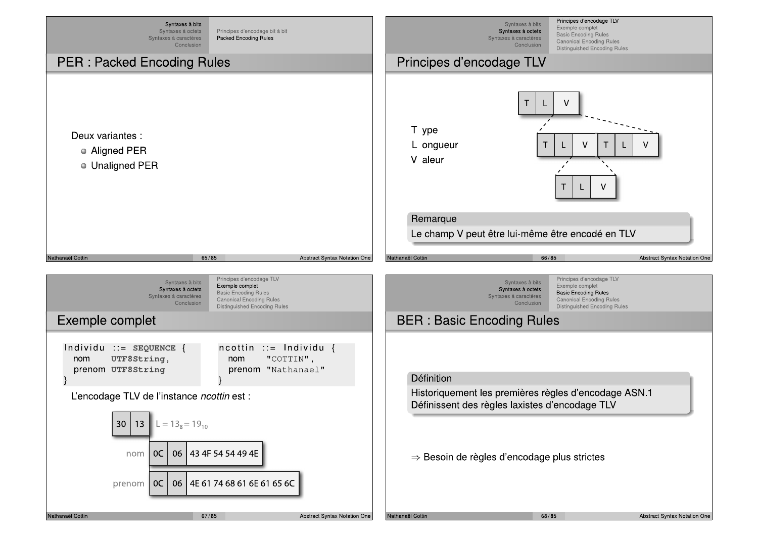## PER : Packed Encoding Rules

Deux variantes :

- Aligned PER
- Unaligned PER

## Principes d'encodage TLV

T ype
L ongueur
V aleur

| T | L | V |
|---|---|---|

| T | L | V | T | L | V |
|---|---|---|---|---|---|

| T | L | V |
|---|---|---|

**Remarque**

Le champ V peut être lui-même être encodé en TLV

## Exemple complet

```
Individu ::= SEQUENCE {
  nom     UTF8String,
  prenom  UTF8String
}
```

```
ncottin ::= Individu {
  nom     "COTTIN",
  prenom  "Nathanael"
}
```

L'encodage TLV de l'instance *ncottin* est :

| 30 | 13 | $L = 13_8 = 19_{10}$ |
|---|---|---|

| | T | L | V |
|---|---|---|---|
| nom | 0C | 06 | 43 4F 54 54 49 4E |
| prenom | 0C | 06 | 4E 61 74 68 61 6E 61 65 6C |

## BER : Basic Encoding Rules

**Définition**

Historiquement les premières règles d'encodage ASN.1
Définissent des règles laxistes d'encodage TLV

$\Rightarrow$ Besoin de règles d'encodage plus strictes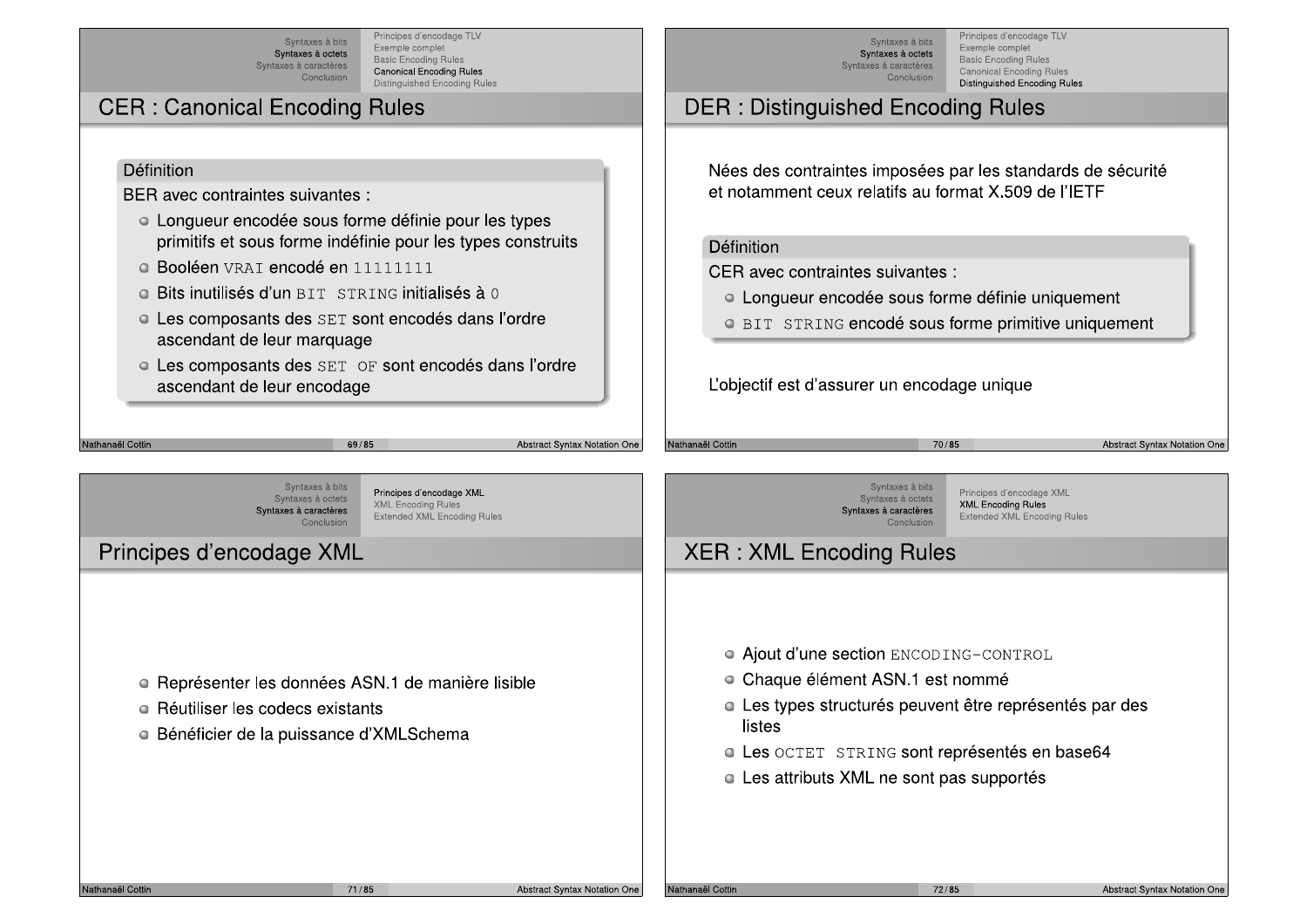## CER : Canonical Encoding Rules

**Définition**

BER avec contraintes suivantes :

- Longueur encodée sous forme définie pour les types primitifs et sous forme indéfinie pour les types construits
- Booléen `VRAI` encodé en `11111111`
- Bits inutilisés d'un `BIT STRING` initialisés à `0`
- Les composants des `SET` sont encodés dans l'ordre ascendant de leur marquage
- Les composants des `SET OF` sont encodés dans l'ordre ascendant de leur encodage

## DER : Distinguished Encoding Rules

Nées des contraintes imposées par les standards de sécurité et notamment ceux relatifs au format X.509 de l'IETF

**Définition**

CER avec contraintes suivantes :

- Longueur encodée sous forme définie uniquement
- `BIT STRING` encodé sous forme primitive uniquement

L'objectif est d'assurer un encodage unique

## Principes d'encodage XML

- Représenter les données ASN.1 de manière lisible
- Réutiliser les codecs existants
- Bénéficier de la puissance d'XMLSchema

## XER : XML Encoding Rules

- Ajout d'une section `ENCODING-CONTROL`
- Chaque élément ASN.1 est nommé
- Les types structurés peuvent être représentés par des listes
- Les `OCTET STRING` sont représentés en base64
- Les attributs XML ne sont pas supportés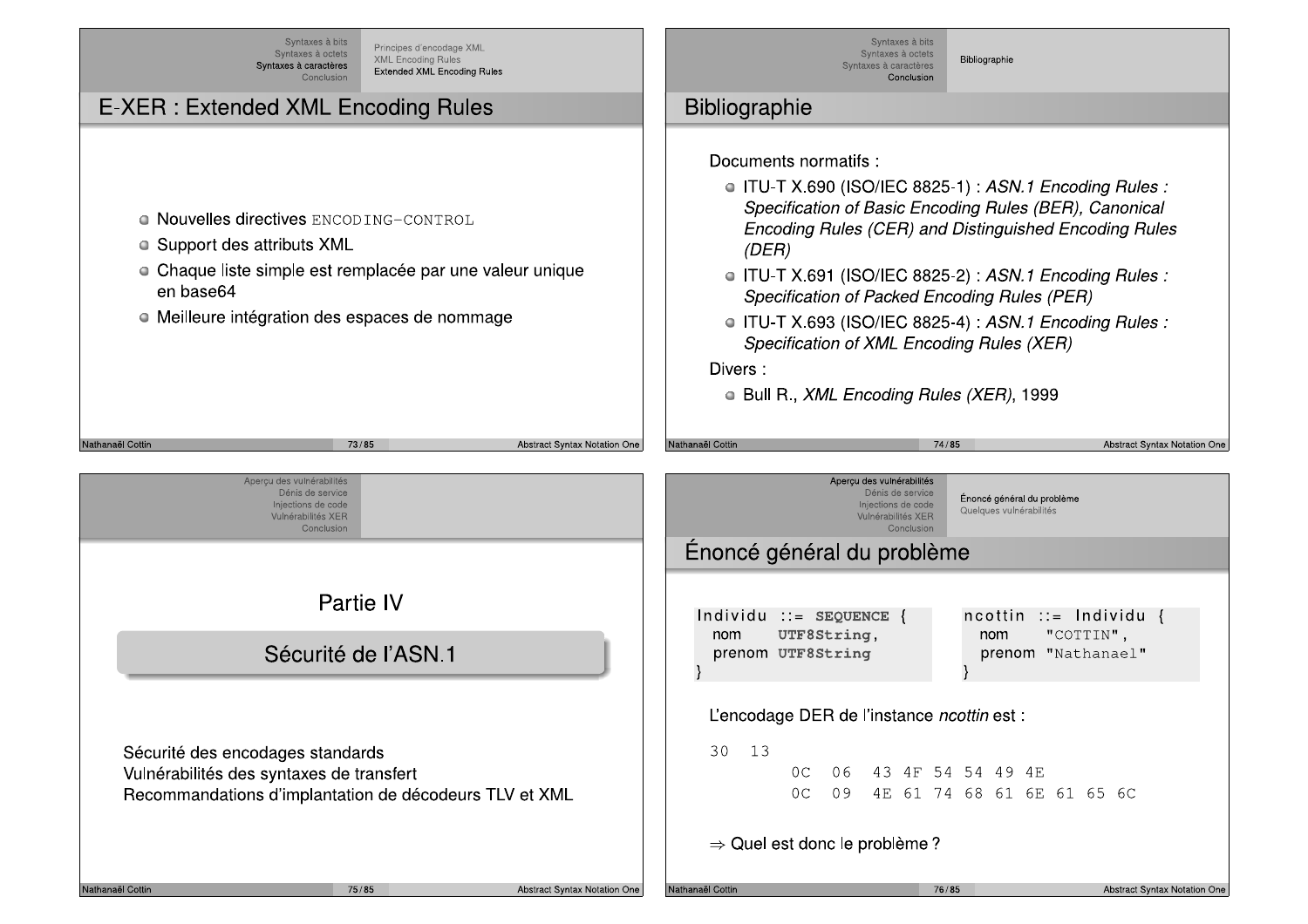# E-XER : Extended XML Encoding Rules

- Nouvelles directives `ENCODING-CONTROL`
- Support des attributs XML
- Chaque liste simple est remplacée par une valeur unique en base64
- Meilleure intégration des espaces de nommage

# Bibliographie

Documents normatifs :

- ITU-T X.690 (ISO/IEC 8825-1) : *ASN.1 Encoding Rules : Specification of Basic Encoding Rules (BER), Canonical Encoding Rules (CER) and Distinguished Encoding Rules (DER)*
- ITU-T X.691 (ISO/IEC 8825-2) : *ASN.1 Encoding Rules : Specification of Packed Encoding Rules (PER)*
- ITU-T X.693 (ISO/IEC 8825-4) : *ASN.1 Encoding Rules : Specification of XML Encoding Rules (XER)*

Divers :

- Bull R., *XML Encoding Rules (XER)*, 1999

# Partie IV

## Sécurité de l'ASN.1

Sécurité des encodages standards
Vulnérabilités des syntaxes de transfert
Recommandations d'implantation de décodeurs TLV et XML

# Énoncé général du problème

```
Individu ::= SEQUENCE {
  nom    UTF8String,
  prenom UTF8String
}
```

```
ncottin ::= Individu {
  nom    "COTTIN",
  prenom "Nathanael"
}
```

L'encodage DER de l'instance *ncottin* est :

```
30  13
        0C  06   43 4F 54 54 49 4E
        0C  09   4E 61 74 68 61 6E 61 65 6C
```

⇒ Quel est donc le problème ?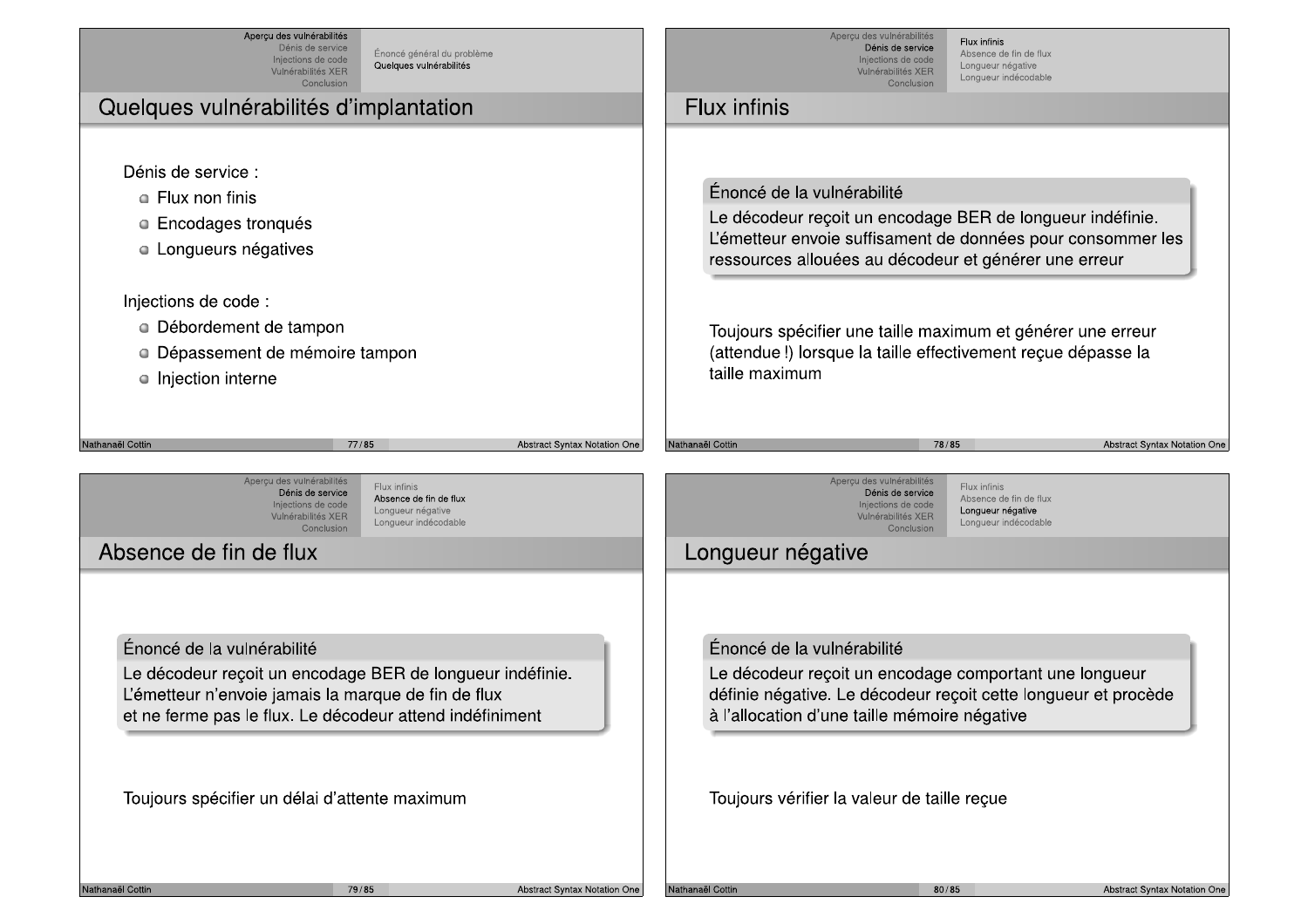## Quelques vulnérabilités d'implantation

Dénis de service :

- Flux non finis
- Encodages tronqués
- Longueurs négatives

Injections de code :

- Débordement de tampon
- Dépassement de mémoire tampon
- Injection interne

## Flux infinis

**Énoncé de la vulnérabilité**

Le décodeur reçoit un encodage BER de longueur indéfinie. L'émetteur envoie suffisament de données pour consommer les ressources allouées au décodeur et générer une erreur

Toujours spécifier une taille maximum et générer une erreur (attendue !) lorsque la taille effectivement reçue dépasse la taille maximum

## Absence de fin de flux

**Énoncé de la vulnérabilité**

Le décodeur reçoit un encodage BER de longueur indéfinie. L'émetteur n'envoie jamais la marque de fin de flux et ne ferme pas le flux. Le décodeur attend indéfiniment

Toujours spécifier un délai d'attente maximum

## Longueur négative

**Énoncé de la vulnérabilité**

Le décodeur reçoit un encodage comportant une longueur définie négative. Le décodeur reçoit cette longueur et procède à l'allocation d'une taille mémoire négative

Toujours vérifier la valeur de taille reçue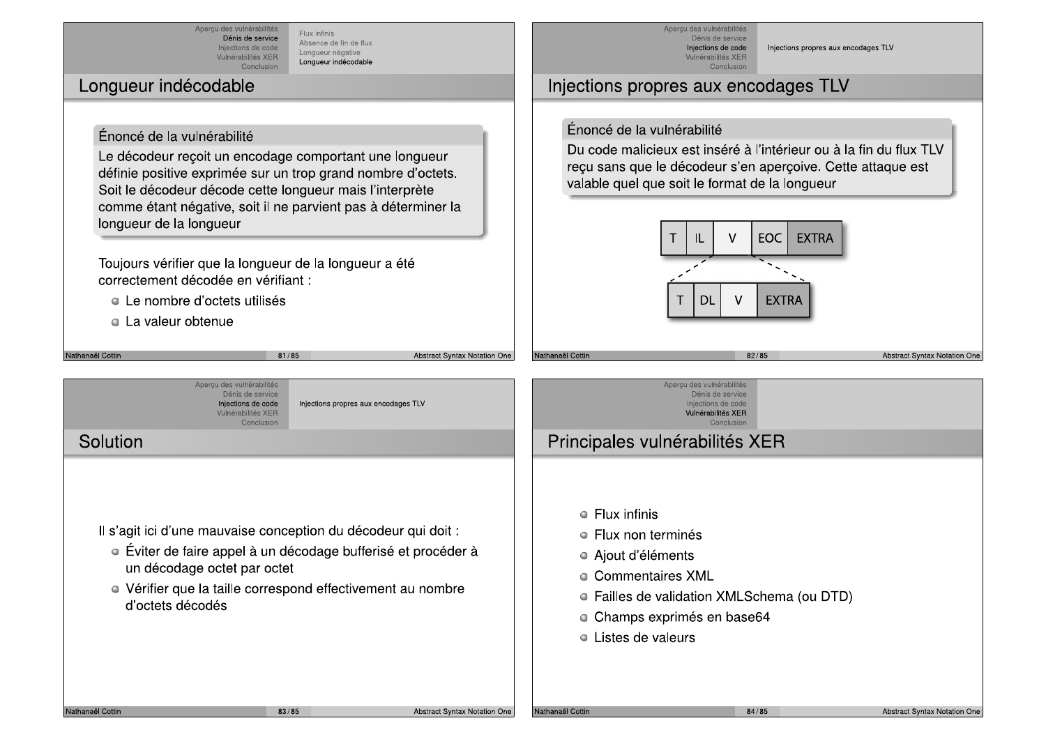## Longueur indécodable

**Énoncé de la vulnérabilité**

Le décodeur reçoit un encodage comportant une longueur définie positive exprimée sur un trop grand nombre d'octets. Soit le décodeur décode cette longueur mais l'interprète comme étant négative, soit il ne parvient pas à déterminer la longueur de la longueur

Toujours vérifier que la longueur de la longueur a été correctement décodée en vérifiant :

- Le nombre d'octets utilisés
- La valeur obtenue

## Injections propres aux encodages TLV

**Énoncé de la vulnérabilité**

Du code malicieux est inséré à l'intérieur ou à la fin du flux TLV reçu sans que le décodeur s'en aperçoive. Cette attaque est valable quel que soit le format de la longueur

| T | IL | V | EOC | EXTRA |
|---|---|---|---|---|

| T | DL | V | EXTRA |
|---|---|---|---|

## Solution

Il s'agit ici d'une mauvaise conception du décodeur qui doit :

- Éviter de faire appel à un décodage bufferisé et procéder à un décodage octet par octet
- Vérifier que la taille correspond effectivement au nombre d'octets décodés

## Principales vulnérabilités XER

- Flux infinis
- Flux non terminés
- Ajout d'éléments
- Commentaires XML
- Failles de validation XMLSchema (ou DTD)
- Champs exprimés en base64
- Listes de valeurs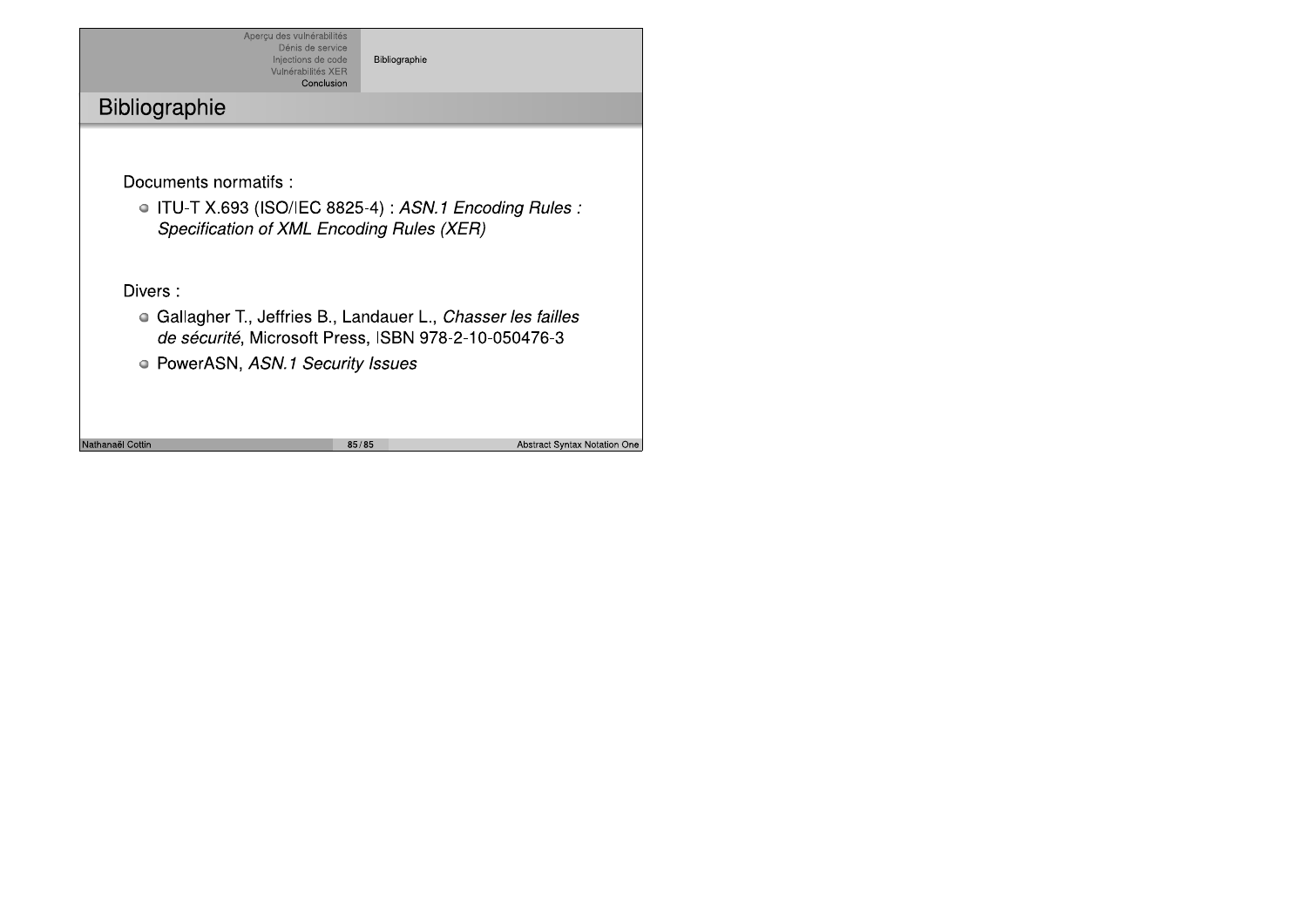# Bibliographie

Documents normatifs :

- ITU-T X.693 (ISO/IEC 8825-4) : *ASN.1 Encoding Rules : Specification of XML Encoding Rules (XER)*

Divers :

- Gallagher T., Jeffries B., Landauer L., *Chasser les failles de sécurité*, Microsoft Press, ISBN 978-2-10-050476-3
- PowerASN, *ASN.1 Security Issues*